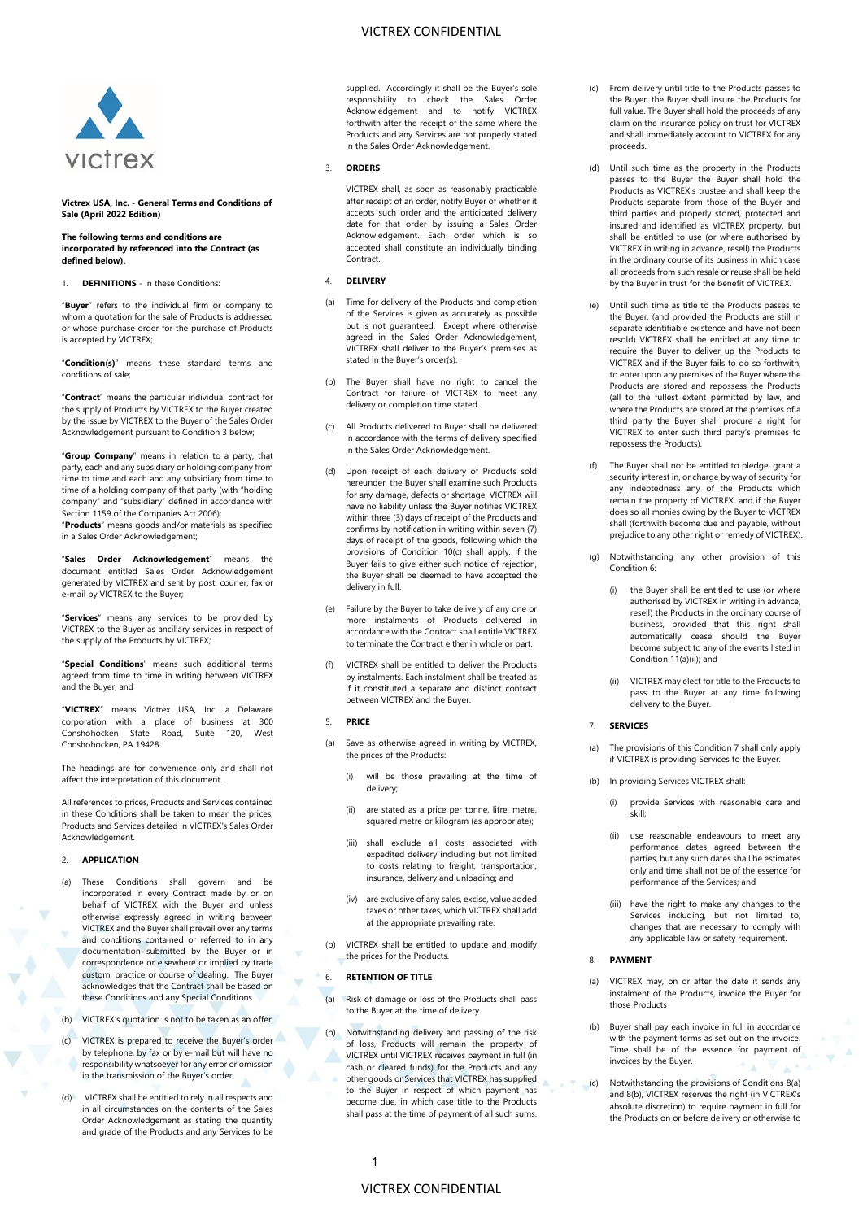**Victrex USA, Inc. - General Terms and Conditions of Sale (April 2022 Edition)**

**The following terms and conditions are incorporated by referenced into the Contract (as defined below).**

1. **DEFINITIONS** - In these Conditions:

"**Buyer**" refers to the individual firm or company to whom a quotation for the sale of Products is addressed or whose purchase order for the purchase of Products is accepted by VICTREX;

"**Condition(s)**" means these standard terms and conditions of sale;

"**Contract**" means the particular individual contract for the supply of Products by VICTREX to the Buyer created by the issue by VICTREX to the Buyer of the Sales Order Acknowledgement pursuant to Condition 3 below;

"**Group Company**" means in relation to a party, that party, each and any subsidiary or holding company from time to time and each and any subsidiary from time to time of a holding company of that party (with "holding company" and "subsidiary" defined in accordance with Section 1159 of the Companies Act 2006);

"**Products**" means goods and/or materials as specified in a Sales Order Acknowledgement;

"**Sales Order Acknowledgement**" means the document entitled Sales Order Acknowledgement generated by VICTREX and sent by post, courier, fax or e-mail by VICTREX to the Buyer;

"**Services**" means any services to be provided by VICTREX to the Buyer as ancillary services in respect of the supply of the Products by VICTREX;

"**Special Conditions**" means such additional terms agreed from time to time in writing between VICTREX and the Buyer; and

"**VICTREX**" means Victrex USA, Inc. a Delaware corporation with a place of business at 300 Conshohocken State Road, Suite 120, West Conshohocken, PA 19428.

The headings are for convenience only and shall not affect the interpretation of this document.

All references to prices, Products and Services contained in these Conditions shall be taken to mean the prices, Products and Services detailed in VICTREX's Sales Order Acknowledgement.

2. **APPLICATION**

(a) These Conditions shall govern and be incorporated in every Contract made by or on behalf of VICTREX with the Buyer and unless otherwise expressly agreed in writing between VICTREX and the Buyer shall prevail over any terms and conditions contained or referred to in any documentation submitted by the Buyer or in correspondence or elsewhere or implied by trade custom, practice or course of dealing. The Buyer acknowledges that the Contract shall be based on these Conditions and any Special Conditions.

(b) VICTREX's quotation is not to be taken as an offer.

(c) VICTREX is prepared to receive the Buyer's order by telephone, by fax or by e-mail but will have no responsibility whatsoever for any error or omission in the transmission of the Buyer's order.

(d) VICTREX shall be entitled to rely in all respects and in all circumstances on the contents of the Sales Order Acknowledgement as stating the quantity and grade of the Products and any Services to be supplied. Accordingly it shall be the Buyer's sole responsibility to check the Sales Order Acknowledgement and to notify VICTREX forthwith after the receipt of the same where the Products and any Services are not properly stated in the Sales Order Acknowledgement.

3. **ORDERS**

VICTREX shall, as soon as reasonably practicable after receipt of an order, notify Buyer of whether it accepts such order and the anticipated delivery date for that order by issuing a Sales Order Acknowledgement. Each order which is so accepted shall constitute an individually binding Contract.

4. **DELIVERY**

(a) Time for delivery of the Products and completion of the Services is given as accurately as possible but is not guaranteed. Except where otherwise agreed in the Sales Order Acknowledgement, VICTREX shall deliver to the Buyer's premises as stated in the Buyer's order(s).

(b) The Buyer shall have no right to cancel the Contract for failure of VICTREX to meet any delivery or completion time stated.

(c) All Products delivered to Buyer shall be delivered in accordance with the terms of delivery specified in the Sales Order Acknowledgement.

(d) Upon receipt of each delivery of Products sold hereunder, the Buyer shall examine such Products for any damage, defects or shortage. VICTREX will have no liability unless the Buyer notifies VICTREX within three (3) days of receipt of the Products and confirms by notification in writing within seven (7) days of receipt of the goods, following which the provisions of Condition 10(c) shall apply. If the Buyer fails to give either such notice of rejection, the Buyer shall be deemed to have accepted the delivery in full.

(e) Failure by the Buyer to take delivery of any one or more instalments of Products delivered in accordance with the Contract shall entitle VICTREX to terminate the Contract either in whole or part.

(f) VICTREX shall be entitled to deliver the Products by instalments. Each instalment shall be treated as if it constituted a separate and distinct contract between VICTREX and the Buyer.

5. **PRICE**

(a) Save as otherwise agreed in writing by VICTREX, the prices of the Products:

  (i) will be those prevailing at the time of delivery;

  (ii) are stated as a price per tonne, litre, metre, squared metre or kilogram (as appropriate);

  (iii) shall exclude all costs associated with expedited delivery including but not limited to costs relating to freight, transportation, insurance, delivery and unloading; and

  (iv) are exclusive of any sales, excise, value added taxes or other taxes, which VICTREX shall add at the appropriate prevailing rate.

(b) VICTREX shall be entitled to update and modify the prices for the Products.

6. **RETENTION OF TITLE**

(a) Risk of damage or loss of the Products shall pass to the Buyer at the time of delivery.

(b) Notwithstanding delivery and passing of the risk of loss, Products will remain the property of VICTREX until VICTREX receives payment in full (in cash or cleared funds) for the Products and any other goods or Services that VICTREX has supplied to the Buyer in respect of which payment has become due, in which case title to the Products shall pass at the time of payment of all such sums.

(c) From delivery until title to the Products passes to the Buyer, the Buyer shall insure the Products for full value. The Buyer shall hold the proceeds of any claim on the insurance policy on trust for VICTREX and shall immediately account to VICTREX for any proceeds.

(d) Until such time as the property in the Products passes to the Buyer the Buyer shall hold the Products as VICTREX's trustee and shall keep the Products separate from those of the Buyer and third parties and properly stored, protected and insured and identified as VICTREX property, but shall be entitled to use (or where authorised by VICTREX in writing in advance, resell) the Products in the ordinary course of its business in which case all proceeds from such resale or reuse shall be held by the Buyer in trust for the benefit of VICTREX.

(e) Until such time as title to the Products passes to the Buyer, (and provided the Products are still in separate identifiable existence and have not been resold) VICTREX shall be entitled at any time to require the Buyer to deliver up the Products to VICTREX and if the Buyer fails to do so forthwith, to enter upon any premises of the Buyer where the Products are stored and repossess the Products (all to the fullest extent permitted by law, and where the Products are stored at the premises of a third party the Buyer shall procure a right for VICTREX to enter such third party's premises to repossess the Products).

(f) The Buyer shall not be entitled to pledge, grant a security interest in, or charge by way of security for any indebtedness any of the Products which remain the property of VICTREX, and if the Buyer does so all monies owing by the Buyer to VICTREX shall (forthwith become due and payable, without prejudice to any other right or remedy of VICTREX).

(g) Notwithstanding any other provision of this Condition 6:

  (i) the Buyer shall be entitled to use (or where authorised by VICTREX in writing in advance, resell) the Products in the ordinary course of business, provided that this right shall automatically cease should the Buyer become subject to any of the events listed in Condition 11(a)(ii); and

  (ii) VICTREX may elect for title to the Products to pass to the Buyer at any time following delivery to the Buyer.

7. **SERVICES**

(a) The provisions of this Condition 7 shall only apply if VICTREX is providing Services to the Buyer.

(b) In providing Services VICTREX shall:

  (i) provide Services with reasonable care and skill;

  (ii) use reasonable endeavours to meet any performance dates agreed between the parties, but any such dates shall be estimates only and time shall not be of the essence for performance of the Services; and

  (iii) have the right to make any changes to the Services including, but not limited to, changes that are necessary to comply with any applicable law or safety requirement.

8. **PAYMENT**

(a) VICTREX may, on or after the date it sends any instalment of the Products, invoice the Buyer for those Products

(b) Buyer shall pay each invoice in full in accordance with the payment terms as set out on the invoice. Time shall be of the essence for payment of invoices by the Buyer.

(c) Notwithstanding the provisions of Conditions 8(a) and 8(b), VICTREX reserves the right (in VICTREX's absolute discretion) to require payment in full for the Products on or before delivery or otherwise to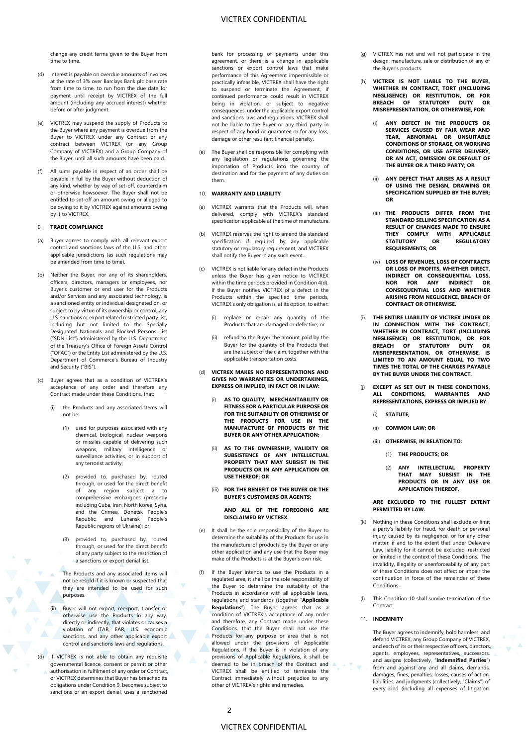change any credit terms given to the Buyer from time to time.

(d) Interest is payable on overdue amounts of invoices at the rate of 3% over Barclays Bank plc base rate from time to time, to run from the due date for payment until receipt by VICTREX of the full amount (including any accrued interest) whether before or after judgment.

(e) VICTREX may suspend the supply of Products to the Buyer where any payment is overdue from the Buyer to VICTREX under any Contract or any contract between VICTREX (or any Group Company of VICTREX) and a Group Company of the Buyer, until all such amounts have been paid.

(f) All sums payable in respect of an order shall be payable in full by the Buyer without deduction of any kind, whether by way of set-off, counterclaim or otherwise howsoever. The Buyer shall not be entitled to set-off an amount owing or alleged to be owing to it by VICTREX against amounts owing by it to VICTREX.

## 9. TRADE COMPLIANCE

(a) Buyer agrees to comply with all relevant export control and sanctions laws of the U.S. and other applicable jurisdictions (as such regulations may be amended from time to time).

(b) Neither the Buyer, nor any of its shareholders, officers, directors, managers or employees, nor Buyer's customer or end user for the Products and/or Services and any associated technology, is a sanctioned entity or individual designated on, or subject to by virtue of its ownership or control, any U.S. sanctions or export related restricted party list, including but not limited to the Specially Designated Nationals and Blocked Persons List ("SDN List") administered by the U.S. Department of the Treasury's Office of Foreign Assets Control ("OFAC") or the Entity List administered by the U.S. Department of Commerce's Bureau of Industry and Security ("BIS").

(c) Buyer agrees that as a condition of VICTREX's acceptance of any order and therefore any Contract made under these Conditions, that:

(i) the Products and any associated Items will not be:

(1) used for purposes associated with any chemical, biological, nuclear weapons or missiles capable of delivering such weapons, military intelligence or surveillance activities, or in support of any terrorist activity;

(2) provided to, purchased by, routed through, or used for the direct benefit of any region subject a to comprehensive embargoes (presently including Cuba, Iran, North Korea, Syria, and the Crimea, Donetsk People's Republic, and Luhansk People's Republic regions of Ukraine); or

(3) provided to, purchased by, routed through, or used for the direct benefit of any party subject to the restriction of a sanctions or export denial list.

The Products and any associated Items will not be resold if it is known or suspected that they are intended to be used for such purposes.

(ii) Buyer will not export, reexport, transfer or otherwise use the Products in any way, directly or indirectly, that violates or causes a violation of ITAR, EAR, U.S. economic sanctions, and any other applicable export control and sanctions laws and regulations.

(d) If VICTREX is not able to obtain any requisite governmental licence, consent or permit or other authorisation in fulfilment of any order or Contract, or VICTREX determines that Buyer has breached its obligations under Condition 9, becomes subject to sanctions or an export denial, uses a sanctioned bank for processing of payments under this agreement, or there is a change in applicable sanctions or export control laws that make performance of this Agreement impermissible or practically infeasible, VICTREX shall have the right to suspend or terminate the Agreement, if continued performance could result in VICTREX being in violation, or subject to negative consequences, under the applicable export control and sanctions laws and regulations. VICTREX shall not be liable to the Buyer or any third party in respect of any bond or guarantee or for any loss, damage or other resultant financial penalty.

(e) The Buyer shall be responsible for complying with any legislation or regulations governing the importation of Products into the country of destination and for the payment of any duties on them.

## 10. WARRANTY AND LIABILITY

(a) VICTREX warrants that the Products will, when delivered, comply with VICTREX's standard specification applicable at the time of manufacture.

(b) VICTREX reserves the right to amend the standard specification if required by any applicable statutory or regulatory requirement, and VICTREX shall notify the Buyer in any such event.

(c) VICTREX is not liable for any defect in the Products unless the Buyer has given notice to VICTREX within the time periods provided in Condition 4(d). If the Buyer notifies VICTREX of a defect in the Products within the specified time periods, VICTREX's only obligation is, at its option, to either:

(i) replace or repair any quantity of the Products that are damaged or defective; or

(ii) refund to the Buyer the amount paid by the Buyer for the quantity of the Products that are the subject of the claim, together with the applicable transportation costs.

(d) **VICTREX MAKES NO REPRESENTATIONS AND GIVES NO WARRANTIES OR UNDERTAKINGS, EXPRESS OR IMPLIED, IN FACT OR IN LAW:**

(i) **AS TO QUALITY, MERCHANTABILITY OR FITNESS FOR A PARTICULAR PURPOSE OR FOR THE SUITABILITY OR OTHERWISE OF THE PRODUCTS FOR USE IN THE MANUFACTURE OF PRODUCTS BY THE BUYER OR ANY OTHER APPLICATION;**

(ii) **AS TO THE OWNERSHIP, VALIDITY OR SUBSISTENCE OF ANY INTELLECTUAL PROPERTY THAT MAY SUBSIST IN THE PRODUCTS OR IN ANY APPLICATION OR USE THEREOF; OR**

(iii) **FOR THE BENEFIT OF THE BUYER OR THE BUYER'S CUSTOMERS OR AGENTS;**

**AND ALL OF THE FOREGOING ARE DISCLAIMED BY VICTREX.**

(e) It shall be the sole responsibility of the Buyer to determine the suitability of the Products for use in the manufacture of products by the Buyer or any other application and any use that the Buyer may make of the Products is at the Buyer's own risk.

(f) If the Buyer intends to use the Products in a regulated area, it shall be the sole responsibility of the Buyer to determine the suitability of the Products in accordance with all applicable laws, regulations and standards (together "**Applicable Regulations**"). The Buyer agrees that as a condition of VICTREX's acceptance of any order and therefore, any Contract made under these Conditions, that the Buyer shall not use the Products for any purpose or area that is not allowed under the provisions of Applicable Regulations. If the Buyer is in violation of any provisions of Applicable Regulations, it shall be deemed to be in breach of the Contract and VICTREX shall be entitled to terminate the Contract immediately without prejudice to any other of VICTREX's rights and remedies.

(g) VICTREX has not and will not participate in the design, manufacture, sale or distribution of any of the Buyer's products.

(h) **VICTREX IS NOT LIABLE TO THE BUYER, WHETHER IN CONTRACT, TORT (INCLUDING NEGLIGENCE) OR RESTITUTION, OR FOR BREACH OF STATUTORY DUTY OR MISREPRESENTATION, OR OTHERWISE, FOR:**

(i) **ANY DEFECT IN THE PRODUCTS OR SERVICES CAUSED BY FAIR WEAR AND TEAR, ABNORMAL OR UNSUITABLE CONDITIONS OF STORAGE, OR WORKING CONDITIONS, OR USE AFTER DELIVERY, OR AN ACT, OMISSION OR DEFAULT OF THE BUYER OR A THIRD PARTY; OR**

(ii) **ANY DEFECT THAT ARISES AS A RESULT OF USING THE DESIGN, DRAWING OR SPECIFICATION SUPPLIED BY THE BUYER; OR**

(iii) **THE PRODUCTS DIFFER FROM THE STANDARD SELLING SPECIFICATION AS A RESULT OF CHANGES MADE TO ENSURE THEY COMPLY WITH APPLICABLE STATUTORY OR REGULATORY REQUIREMENTS; OR**

(iv) **LOSS OF REVENUES, LOSS OF CONTRACTS OR LOSS OF PROFITS, WHETHER DIRECT, INDIRECT OR CONSEQUENTIAL LOSS, NOR FOR ANY INDIRECT OR CONSEQUENTIAL LOSS AND WHETHER ARISING FROM NEGLIGENCE, BREACH OF CONTRACT OR OTHERWISE.**

(i) **THE ENTIRE LIABILITY OF VICTREX UNDER OR IN CONNECTION WITH THE CONTRACT, WHETHER IN CONTRACT, TORT (INCLUDING NEGLIGENCE) OR RESTITUTION, OR FOR BREACH OF STATUTORY DUTY OR MISREPRESENTATION, OR OTHERWISE, IS LIMITED TO AN AMOUNT EQUAL TO TWO TIMES THE TOTAL OF THE CHARGES PAYABLE BY THE BUYER UNDER THE CONTRACT.**

(j) **EXCEPT AS SET OUT IN THESE CONDITIONS, ALL CONDITIONS, WARRANTIES AND REPRESENTATIONS, EXPRESS OR IMPLIED BY:**

(i) **STATUTE;**

(ii) **COMMON LAW; OR**

(iii) **OTHERWISE, IN RELATION TO:**

(1) **THE PRODUCTS; OR**

(2) **ANY INTELLECTUAL PROPERTY THAT MAY SUBSIST IN THE PRODUCTS OR IN ANY USE OR APPLICATION THEREOF,**

**ARE EXCLUDED TO THE FULLEST EXTENT PERMITTED BY LAW.**

(k) Nothing in these Conditions shall exclude or limit a party's liability for fraud, for death or personal injury caused by its negligence, or for any other matter, if and to the extent that under Delaware Law, liability for it cannot be excluded, restricted or limited in the context of these Conditions. The invalidity, illegality or unenforceability of any part of these Conditions does not affect or impair the continuation in force of the remainder of these Conditions.

(l) This Condition 10 shall survive termination of the Contract.

## 11. INDEMNITY

The Buyer agrees to indemnify, hold harmless, and defend VICTREX, any Group Company of VICTREX, and each of its or their respective officers, directors, agents, employees, representatives, successors, and assigns (collectively, "**Indemnified Parties**") from and against any and all claims, demands, damages, fines, penalties, losses, causes of action, liabilities, and judgments (collectively, "Claims") of every kind (including all expenses of litigation,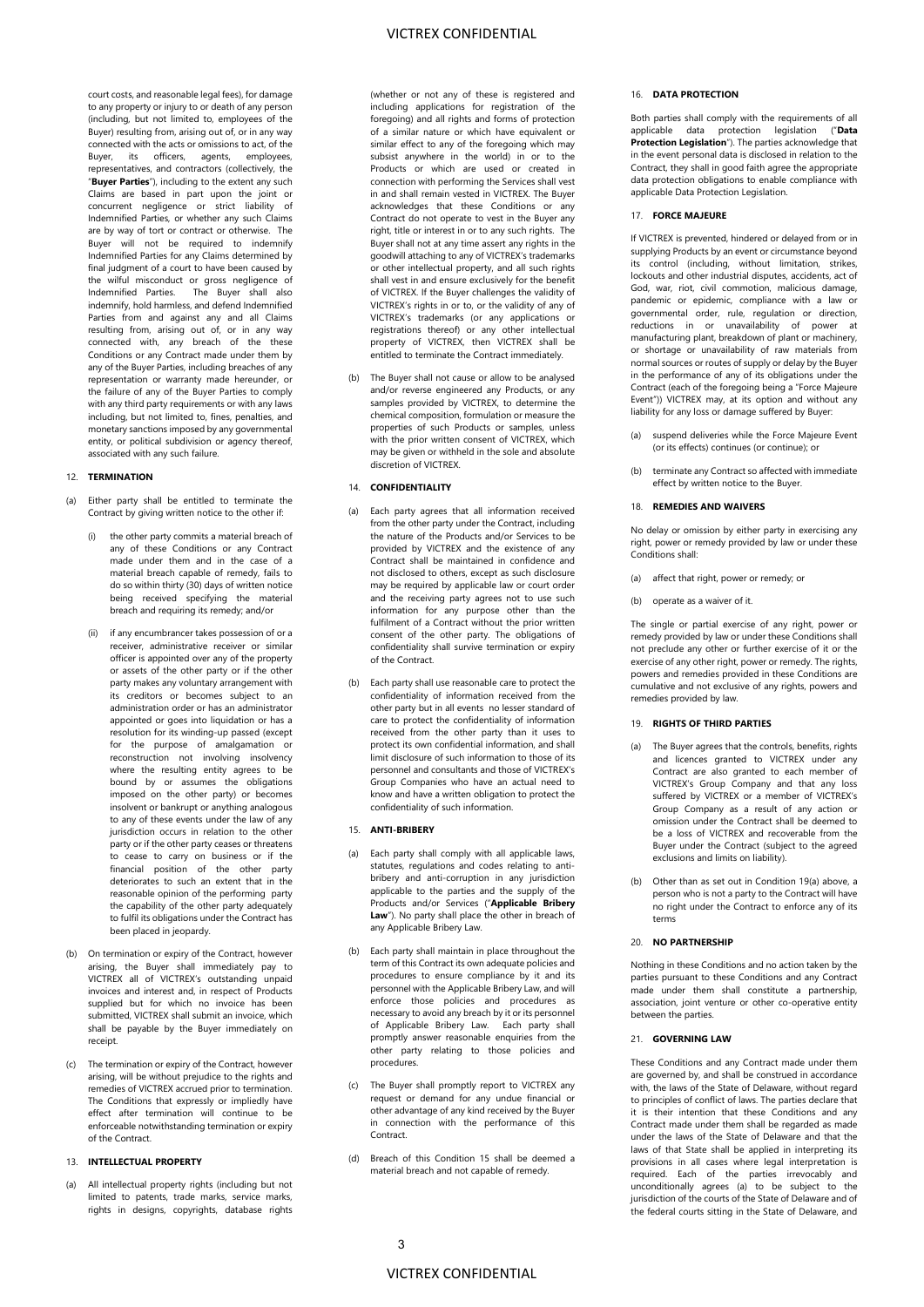court costs, and reasonable legal fees), for damage to any property or injury to or death of any person (including, but not limited to, employees of the Buyer) resulting from, arising out of, or in any way connected with the acts or omissions to act, of the Buyer, its officers, agents, employees, representatives, and contractors (collectively, the "**Buyer Parties**"), including to the extent any such Claims are based in part upon the joint or concurrent negligence or strict liability of Indemnified Parties, or whether any such Claims are by way of tort or contract or otherwise. The Buyer will not be required to indemnify Indemnified Parties for any Claims determined by final judgment of a court to have been caused by the wilful misconduct or gross negligence of Indemnified Parties. The Buyer shall also indemnify, hold harmless, and defend Indemnified Parties from and against any and all Claims resulting from, arising out of, or in any way connected with, any breach of the these Conditions or any Contract made under them by any of the Buyer Parties, including breaches of any representation or warranty made hereunder, or the failure of any of the Buyer Parties to comply with any third party requirements or with any laws including, but not limited to, fines, penalties, and monetary sanctions imposed by any governmental entity, or political subdivision or agency thereof, associated with any such failure.

## 12. TERMINATION

(a) Either party shall be entitled to terminate the Contract by giving written notice to the other if:

   (i) the other party commits a material breach of any of these Conditions or any Contract made under them and in the case of a material breach capable of remedy, fails to do so within thirty (30) days of written notice being received specifying the material breach and requiring its remedy; and/or

   (ii) if any encumbrancer takes possession of or a receiver, administrative receiver or similar officer is appointed over any of the property or assets of the other party or if the other party makes any voluntary arrangement with its creditors or becomes subject to an administration order or has an administrator appointed or goes into liquidation or has a resolution for its winding-up passed (except for the purpose of amalgamation or reconstruction not involving insolvency where the resulting entity agrees to be bound by or assumes the obligations imposed on the other party) or becomes insolvent or bankrupt or anything analogous to any of these events under the law of any jurisdiction occurs in relation to the other party or if the other party ceases or threatens to cease to carry on business or if the financial position of the other party deteriorates to such an extent that in the reasonable opinion of the performing party the capability of the other party adequately to fulfil its obligations under the Contract has been placed in jeopardy.

(b) On termination or expiry of the Contract, however arising, the Buyer shall immediately pay to VICTREX all of VICTREX's outstanding unpaid invoices and interest and, in respect of Products supplied but for which no invoice has been submitted, VICTREX shall submit an invoice, which shall be payable by the Buyer immediately on receipt.

(c) The termination or expiry of the Contract, however arising, will be without prejudice to the rights and remedies of VICTREX accrued prior to termination. The Conditions that expressly or impliedly have effect after termination will continue to be enforceable notwithstanding termination or expiry of the Contract.

## 13. INTELLECTUAL PROPERTY

(a) All intellectual property rights (including but not limited to patents, trade marks, service marks, rights in designs, copyrights, database rights (whether or not any of these is registered and including applications for registration of the foregoing) and all rights and forms of protection of a similar nature or which have equivalent or similar effect to any of the foregoing which may subsist anywhere in the world) in or to the Products or which are used or created in connection with performing the Services shall vest in and shall remain vested in VICTREX. The Buyer acknowledges that these Conditions or any Contract do not operate to vest in the Buyer any right, title or interest in or to any such rights. The Buyer shall not at any time assert any rights in the goodwill attaching to any of VICTREX's trademarks or other intellectual property, and all such rights shall vest in and ensure exclusively for the benefit of VICTREX. If the Buyer challenges the validity of VICTREX's rights in or to, or the validity of any of VICTREX's trademarks (or any applications or registrations thereof) or any other intellectual property of VICTREX, then VICTREX shall be entitled to terminate the Contract immediately.

(b) The Buyer shall not cause or allow to be analysed and/or reverse engineered any Products, or any samples provided by VICTREX, to determine the chemical composition, formulation or measure the properties of such Products or samples, unless with the prior written consent of VICTREX, which may be given or withheld in the sole and absolute discretion of VICTREX.

## 14. CONFIDENTIALITY

(a) Each party agrees that all information received from the other party under the Contract, including the nature of the Products and/or Services to be provided by VICTREX and the existence of any Contract shall be maintained in confidence and not disclosed to others, except as such disclosure may be required by applicable law or court order and the receiving party agrees not to use such information for any purpose other than the fulfilment of a Contract without the prior written consent of the other party. The obligations of confidentiality shall survive termination or expiry of the Contract.

(b) Each party shall use reasonable care to protect the confidentiality of information received from the other party but in all events no lesser standard of care to protect the confidentiality of information received from the other party than it uses to protect its own confidential information, and shall limit disclosure of such information to those of its personnel and consultants and those of VICTREX's Group Companies who have an actual need to know and have a written obligation to protect the confidentiality of such information.

## 15. ANTI-BRIBERY

(a) Each party shall comply with all applicable laws, statutes, regulations and codes relating to anti-bribery and anti-corruption in any jurisdiction applicable to the parties and the supply of the Products and/or Services ("**Applicable Bribery Law**"). No party shall place the other in breach of any Applicable Bribery Law.

(b) Each party shall maintain in place throughout the term of this Contract its own adequate policies and procedures to ensure compliance by it and its personnel with the Applicable Bribery Law, and will enforce those policies and procedures as necessary to avoid any breach by it or its personnel of Applicable Bribery Law. Each party shall promptly answer reasonable enquiries from the other party relating to those policies and procedures.

(c) The Buyer shall promptly report to VICTREX any request or demand for any undue financial or other advantage of any kind received by the Buyer in connection with the performance of this Contract.

(d) Breach of this Condition 15 shall be deemed a material breach and not capable of remedy.

## 16. DATA PROTECTION

Both parties shall comply with the requirements of all applicable data protection legislation ("**Data Protection Legislation**"). The parties acknowledge that in the event personal data is disclosed in relation to the Contract, they shall in good faith agree the appropriate data protection obligations to enable compliance with applicable Data Protection Legislation.

## 17. FORCE MAJEURE

If VICTREX is prevented, hindered or delayed from or in supplying Products by an event or circumstance beyond its control (including, without limitation, strikes, lockouts and other industrial disputes, accidents, act of God, war, riot, civil commotion, malicious damage, pandemic or epidemic, compliance with a law or governmental order, rule, regulation or direction, reductions in or unavailability of power at manufacturing plant, breakdown of plant or machinery, or shortage or unavailability of raw materials from normal sources or routes of supply or delay by the Buyer in the performance of any of its obligations under the Contract (each of the foregoing being a "Force Majeure Event")) VICTREX may, at its option and without any liability for any loss or damage suffered by Buyer:

(a) suspend deliveries while the Force Majeure Event (or its effects) continues (or continue); or

(b) terminate any Contract so affected with immediate effect by written notice to the Buyer.

## 18. REMEDIES AND WAIVERS

No delay or omission by either party in exercising any right, power or remedy provided by law or under these Conditions shall:

(a) affect that right, power or remedy; or

(b) operate as a waiver of it.

The single or partial exercise of any right, power or remedy provided by law or under these Conditions shall not preclude any other or further exercise of it or the exercise of any other right, power or remedy. The rights, powers and remedies provided in these Conditions are cumulative and not exclusive of any rights, powers and remedies provided by law.

## 19. RIGHTS OF THIRD PARTIES

(a) The Buyer agrees that the controls, benefits, rights and licences granted to VICTREX under any Contract are also granted to each member of VICTREX's Group Company and that any loss suffered by VICTREX or a member of VICTREX's Group Company as a result of any action or omission under the Contract shall be deemed to be a loss of VICTREX and recoverable from the Buyer under the Contract (subject to the agreed exclusions and limits on liability).

(b) Other than as set out in Condition 19(a) above, a person who is not a party to the Contract will have no right under the Contract to enforce any of its terms

## 20. NO PARTNERSHIP

Nothing in these Conditions and no action taken by the parties pursuant to these Conditions and any Contract made under them shall constitute a partnership, association, joint venture or other co-operative entity between the parties.

## 21. GOVERNING LAW

These Conditions and any Contract made under them are governed by, and shall be construed in accordance with, the laws of the State of Delaware, without regard to principles of conflict of laws. The parties declare that it is their intention that these Conditions and any Contract made under them shall be regarded as made under the laws of the State of Delaware and that the laws of that State shall be applied in interpreting its provisions in all cases where legal interpretation is required. Each of the parties irrevocably and unconditionally agrees (a) to be subject to the jurisdiction of the courts of the State of Delaware and of the federal courts sitting in the State of Delaware, and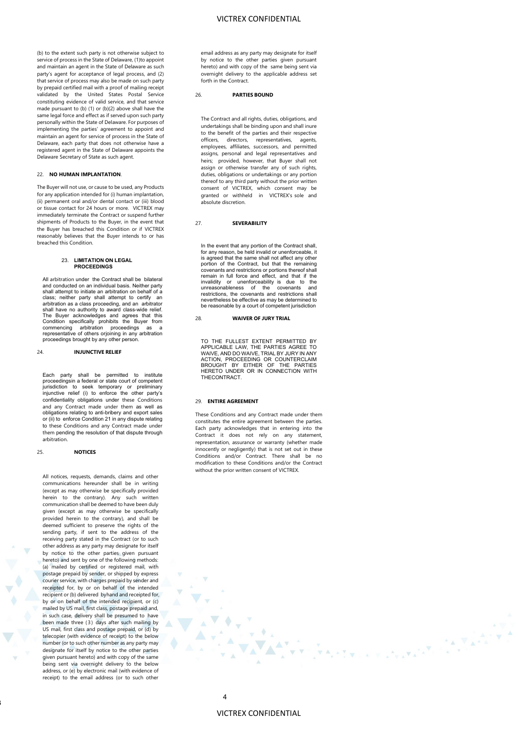(b) to the extent such party is not otherwise subject to service of process in the State of Delaware, (1)to appoint and maintain an agent in the State of Delaware as such party's agent for acceptance of legal process, and (2) that service of process may also be made on such party by prepaid certified mail with a proof of mailing receipt validated by the United States Postal Service constituting evidence of valid service, and that service made pursuant to (b) (1) or (b)(2) above shall have the same legal force and effect as if served upon such party personally within the State of Delaware. For purposes of implementing the parties' agreement to appoint and maintain an agent for service of process in the State of Delaware, each party that does not otherwise have a registered agent in the State of Delaware appoints the Delaware Secretary of State as such agent.

## 22. NO HUMAN IMPLANTATION.

The Buyer will not use, or cause to be used, any Products for any application intended for (i) human implantation, (ii) permanent oral and/or dental contact or (iii) blood or tissue contact for 24 hours or more. VICTREX may immediately terminate the Contract or suspend further shipments of Products to the Buyer, in the event that the Buyer has breached this Condition or if VICTREX reasonably believes that the Buyer intends to or has breached this Condition.

## 23. LIMITATION ON LEGAL PROCEEDINGS

All arbitration under the Contract shall be bilateral and conducted on an individual basis. Neither party shall attempt to initiate an arbitration on behalf of a class; neither party shall attempt to certify an arbitration as a class proceeding, and an arbitrator shall have no authority to award class-wide relief. The Buyer acknowledges and agrees that this Condition specifically prohibits the Buyer from commencing arbitration proceedings as a representative of others orjoining in any arbitration proceedings brought by any other person.

## 24. INJUNCTIVE RELIEF

Each party shall be permitted to institute proceedingsin a federal or state court of competent jurisdiction to seek temporary or preliminary injunctive relief (i) to enforce the other party's confidentiality obligations under these Conditions and any Contract made under them as well as obligations relating to anti-bribery and export sales or (ii) to enforce Condition 21 in any dispute relating to these Conditions and any Contract made under them pending the resolution of that dispute through arbitration.

## 25. NOTICES

All notices, requests, demands, claims and other communications hereunder shall be in writing (except as may otherwise be specifically provided herein to the contrary). Any such written communication shall be deemed to have been duly given (except as may otherwise be specifically provided herein to the contrary), and shall be deemed sufficient to preserve the rights of the sending party, if sent to the address of the receiving party stated in the Contract (or to such other address as any party may designate for itself by notice to the other parties given pursuant hereto) and sent by one of the following methods: (a) mailed by certified or registered mail, with postage prepaid by sender, or shipped by express courier service, with charges prepaid by sender and receipted for, by or on behalf of the intended recipient or (b) delivered byhand and receipted for, by or on behalf of the intended recipient, or (c) mailed by US mail, first class, postage prepaid and, in such case, delivery shall be presumed to have been made three (3) days after such mailing by US mail, first class and postage prepaid, or (d) by telecopier (with evidence of receipt) to the below number (or to such other number as any party may designate for itself by notice to the other parties given pursuant hereto) and with copy of the same being sent via overnight delivery to the below address, or (e) by electronic mail (with evidence of receipt) to the email address (or to such other email address as any party may designate for itself by notice to the other parties given pursuant hereto) and with copy of the same being sent via overnight delivery to the applicable address set forth in the Contract.

## 26. PARTIES BOUND

The Contract and all rights, duties, obligations, and undertakings shall be binding upon and shall inure to the benefit of the parties and their respective officers, directors, representatives, agents, employees, affiliates, successors, and permitted assigns, personal and legal representatives and heirs; provided, however, that Buyer shall not assign or otherwise transfer any of such rights, duties, obligations or undertakings or any portion thereof to any third party without the prior written consent of VICTREX, which consent may be granted or withheld in VICTREX's sole and absolute discretion.

## 27. SEVERABILITY

In the event that any portion of the Contract shall, for any reason, be held invalid or unenforceable, it is agreed that the same shall not affect any other portion of the Contract, but that the remaining covenants and restrictions or portions thereof shall remain in full force and effect, and that if the invalidity or unenforceability is due to the unreasonableness of the covenants and restrictions, the covenants and restrictions shall nevertheless be effective as may be determined to be reasonable by a court of competent jurisdiction

## 28. WAIVER OF JURY TRIAL

TO THE FULLEST EXTENT PERMITTED BY APPLICABLE LAW, THE PARTIES AGREE TO WAIVE, AND DO WAIVE, TRIAL BY JURY IN ANY ACTION, PROCEEDING OR COUNTERCLAIM BROUGHT BY EITHER OF THE PARTIES HERETO UNDER OR IN CONNECTION WITH THECONTRACT.

## 29. ENTIRE AGREEMENT

These Conditions and any Contract made under them constitutes the entire agreement between the parties. Each party acknowledges that in entering into the Contract it does not rely on any statement, representation, assurance or warranty (whether made innocently or negligently) that is not set out in these Conditions and/or Contract. There shall be no modification to these Conditions and/or the Contract without the prior written consent of VICTREX.